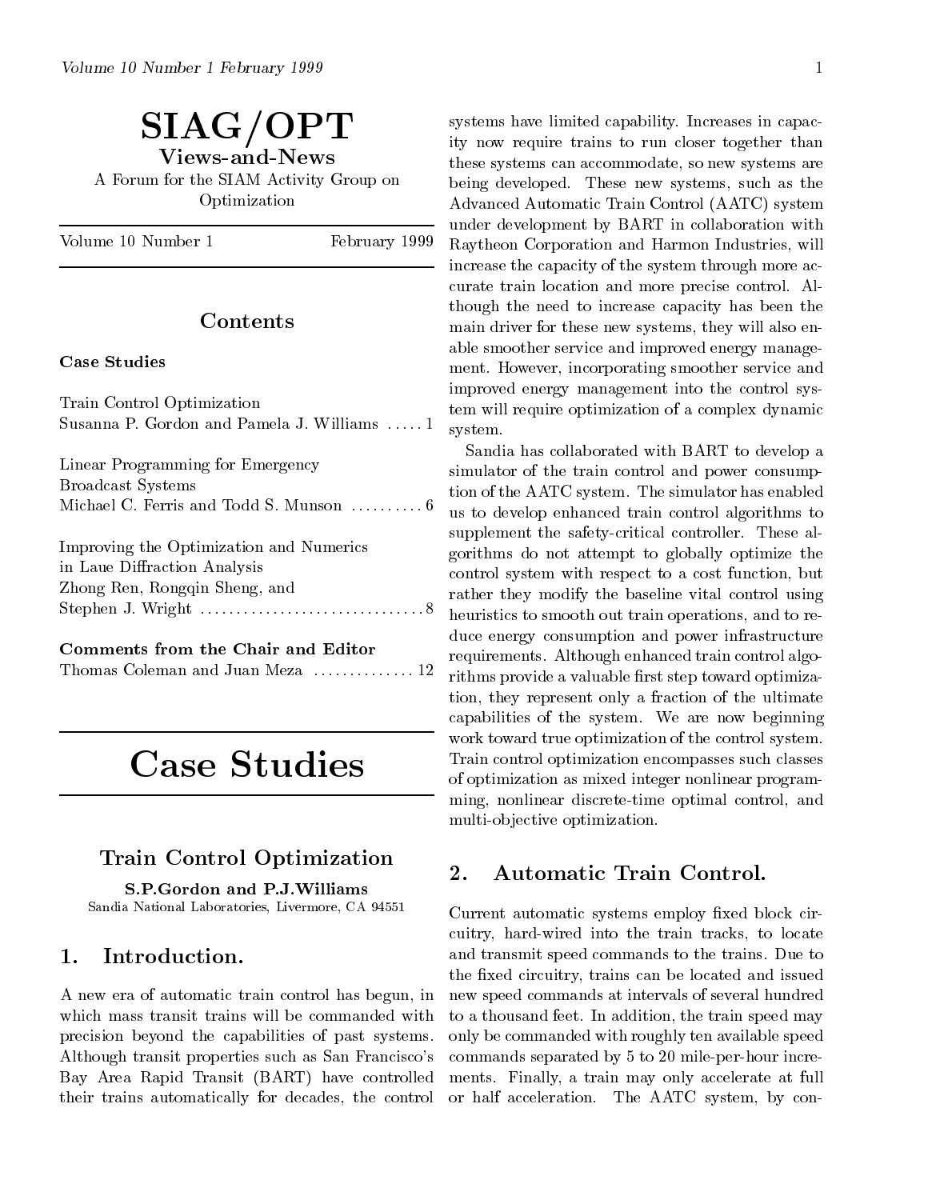# SIAG/OPT

## Views-and-News

A Forum for the SIAM Activity Group on Optimization

Volume 10 Number 1 February 1999

### Contents

**Case Studies**

Train Control Optimization
Susanna P. Gordon and Pamela J. Williams ..... 1

Linear Programming for Emergency Broadcast Systems
Michael C. Ferris and Todd S. Munson .......... 6

Improving the Optimization and Numerics in Laue Diffraction Analysis
Zhong Ren, Rongqin Sheng, and Stephen J. Wright ..... 8

**Comments from the Chair and Editor**
Thomas Coleman and Juan Meza .............. 12

# Case Studies

## Train Control Optimization

**S.P.Gordon and P.J.Williams**
Sandia National Laboratories, Livermore, CA 94551

### 1. Introduction.

A new era of automatic train control has begun, in which mass transit trains will be commanded with precision beyond the capabilities of past systems. Although transit properties such as San Francisco's Bay Area Rapid Transit (BART) have controlled their trains automatically for decades, the control systems have limited capability. Increases in capacity now require trains to run closer together than these systems can accommodate, so new systems are being developed. These new systems, such as the Advanced Automatic Train Control (AATC) system under development by BART in collaboration with Raytheon Corporation and Harmon Industries, will increase the capacity of the system through more accurate train location and more precise control. Although the need to increase capacity has been the main driver for these new systems, they will also enable smoother service and improved energy management. However, incorporating smoother service and improved energy management into the control system will require optimization of a complex dynamic system.

Sandia has collaborated with BART to develop a simulator of the train control and power consumption of the AATC system. The simulator has enabled us to develop enhanced train control algorithms to supplement the safety-critical controller. These algorithms do not attempt to globally optimize the control system with respect to a cost function, but rather they modify the baseline vital control using heuristics to smooth out train operations, and to reduce energy consumption and power infrastructure requirements. Although enhanced train control algorithms provide a valuable first step toward optimization, they represent only a fraction of the ultimate capabilities of the system. We are now beginning work toward true optimization of the control system. Train control optimization encompasses such classes of optimization as mixed integer nonlinear programming, nonlinear discrete-time optimal control, and multi-objective optimization.

### 2. Automatic Train Control.

Current automatic systems employ fixed block circuitry, hard-wired into the train tracks, to locate and transmit speed commands to the trains. Due to the fixed circuitry, trains can be located and issued new speed commands at intervals of several hundred to a thousand feet. In addition, the train speed may only be commanded with roughly ten available speed commands separated by 5 to 20 mile-per-hour increments. Finally, a train may only accelerate at full or half acceleration. The AATC system, by con-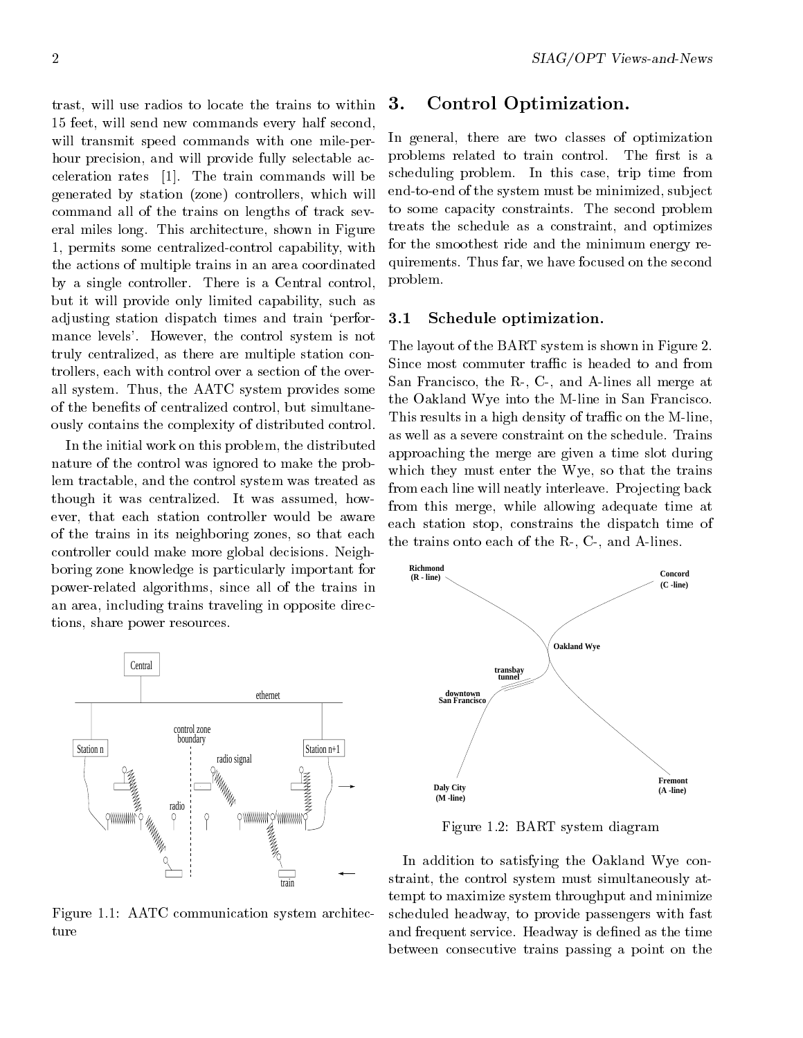trast, will use radios to locate the trains to within 15 feet, will send new commands every half second, will transmit speed commands with one mile-per-hour precision, and will provide fully selectable acceleration rates [1]. The train commands will be generated by station (zone) controllers, which will command all of the trains on lengths of track several miles long. This architecture, shown in Figure 1, permits some centralized-control capability, with the actions of multiple trains in an area coordinated by a single controller. There is a Central control, but it will provide only limited capability, such as adjusting station dispatch times and train 'performance levels'. However, the control system is not truly centralized, as there are multiple station controllers, each with control over a section of the overall system. Thus, the AATC system provides some of the benefits of centralized control, but simultaneously contains the complexity of distributed control.

In the initial work on this problem, the distributed nature of the control was ignored to make the problem tractable, and the control system was treated as though it was centralized. It was assumed, however, that each station controller would be aware of the trains in its neighboring zones, so that each controller could make more global decisions. Neighboring zone knowledge is particularly important for power-related algorithms, since all of the trains in an area, including trains traveling in opposite directions, share power resources.

Figure 1.1: AATC communication system architecture

## 3. Control Optimization.

In general, there are two classes of optimization problems related to train control. The first is a scheduling problem. In this case, trip time from end-to-end of the system must be minimized, subject to some capacity constraints. The second problem treats the schedule as a constraint, and optimizes for the smoothest ride and the minimum energy requirements. Thus far, we have focused on the second problem.

### 3.1 Schedule optimization.

The layout of the BART system is shown in Figure 2. Since most commuter traffic is headed to and from San Francisco, the R-, C-, and A-lines all merge at the Oakland Wye into the M-line in San Francisco. This results in a high density of traffic on the M-line, as well as a severe constraint on the schedule. Trains approaching the merge are given a time slot during which they must enter the Wye, so that the trains from each line will neatly interleave. Projecting back from this merge, while allowing adequate time at each station stop, constrains the dispatch time of the trains onto each of the R-, C-, and A-lines.

Figure 1.2: BART system diagram

In addition to satisfying the Oakland Wye constraint, the control system must simultaneously attempt to maximize system throughput and minimize scheduled headway, to provide passengers with fast and frequent service. Headway is defined as the time between consecutive trains passing a point on the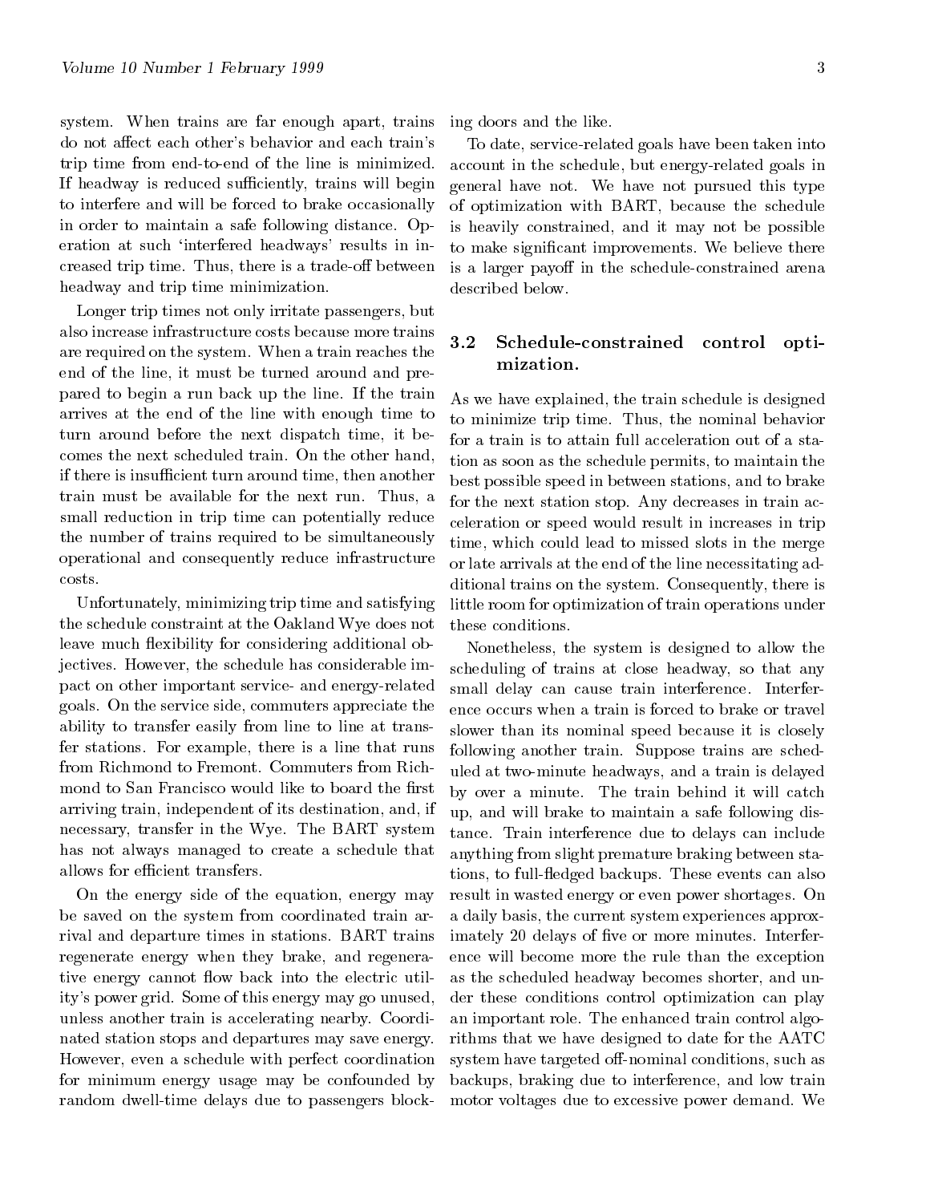system. When trains are far enough apart, trains do not affect each other's behavior and each train's trip time from end-to-end of the line is minimized. If headway is reduced sufficiently, trains will begin to interfere and will be forced to brake occasionally in order to maintain a safe following distance. Operation at such 'interfered headways' results in increased trip time. Thus, there is a trade-off between headway and trip time minimization.

Longer trip times not only irritate passengers, but also increase infrastructure costs because more trains are required on the system. When a train reaches the end of the line, it must be turned around and prepared to begin a run back up the line. If the train arrives at the end of the line with enough time to turn around before the next dispatch time, it becomes the next scheduled train. On the other hand, if there is insufficient turn around time, then another train must be available for the next run. Thus, a small reduction in trip time can potentially reduce the number of trains required to be simultaneously operational and consequently reduce infrastructure costs.

Unfortunately, minimizing trip time and satisfying the schedule constraint at the Oakland Wye does not leave much flexibility for considering additional objectives. However, the schedule has considerable impact on other important service- and energy-related goals. On the service side, commuters appreciate the ability to transfer easily from line to line at transfer stations. For example, there is a line that runs from Richmond to Fremont. Commuters from Richmond to San Francisco would like to board the first arriving train, independent of its destination, and, if necessary, transfer in the Wye. The BART system has not always managed to create a schedule that allows for efficient transfers.

On the energy side of the equation, energy may be saved on the system from coordinated train arrival and departure times in stations. BART trains regenerate energy when they brake, and regenerative energy cannot flow back into the electric utility's power grid. Some of this energy may go unused, unless another train is accelerating nearby. Coordinated station stops and departures may save energy. However, even a schedule with perfect coordination for minimum energy usage may be confounded by random dwell-time delays due to passengers blocking doors and the like.

To date, service-related goals have been taken into account in the schedule, but energy-related goals in general have not. We have not pursued this type of optimization with BART, because the schedule is heavily constrained, and it may not be possible to make significant improvements. We believe there is a larger payoff in the schedule-constrained arena described below.

### 3.2 Schedule-constrained control optimization.

As we have explained, the train schedule is designed to minimize trip time. Thus, the nominal behavior for a train is to attain full acceleration out of a station as soon as the schedule permits, to maintain the best possible speed in between stations, and to brake for the next station stop. Any decreases in train acceleration or speed would result in increases in trip time, which could lead to missed slots in the merge or late arrivals at the end of the line necessitating additional trains on the system. Consequently, there is little room for optimization of train operations under these conditions.

Nonetheless, the system is designed to allow the scheduling of trains at close headway, so that any small delay can cause train interference. Interference occurs when a train is forced to brake or travel slower than its nominal speed because it is closely following another train. Suppose trains are scheduled at two-minute headways, and a train is delayed by over a minute. The train behind it will catch up, and will brake to maintain a safe following distance. Train interference due to delays can include anything from slight premature braking between stations, to full-fledged backups. These events can also result in wasted energy or even power shortages. On a daily basis, the current system experiences approximately 20 delays of five or more minutes. Interference will become more the rule than the exception as the scheduled headway becomes shorter, and under these conditions control optimization can play an important role. The enhanced train control algorithms that we have designed to date for the AATC system have targeted off-nominal conditions, such as backups, braking due to interference, and low train motor voltages due to excessive power demand. We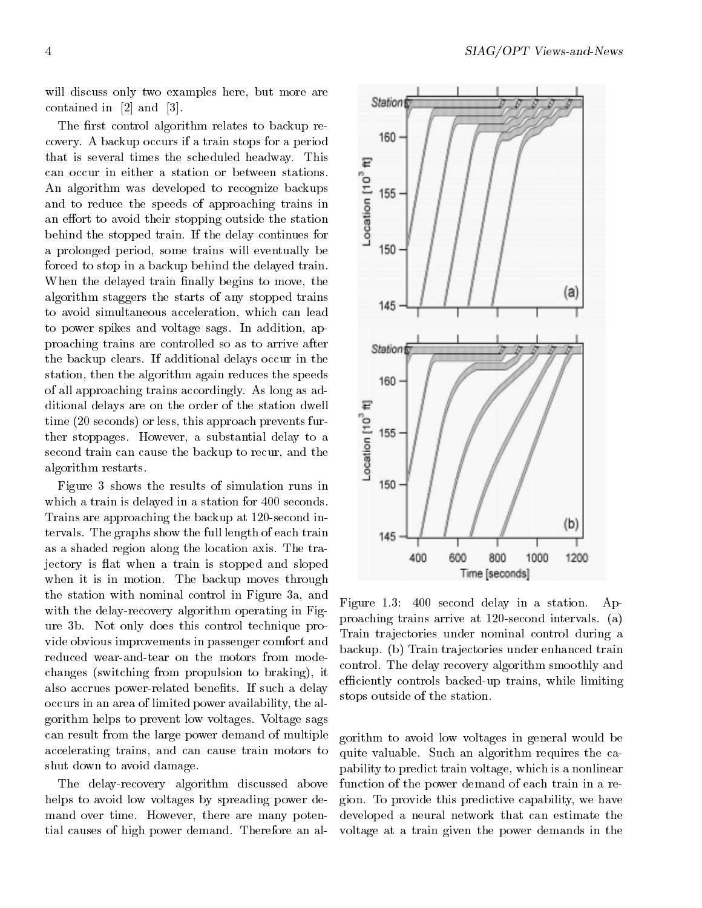will discuss only two examples here, but more are contained in [2] and [3].

The first control algorithm relates to backup recovery. A backup occurs if a train stops for a period that is several times the scheduled headway. This can occur in either a station or between stations. An algorithm was developed to recognize backups and to reduce the speeds of approaching trains in an effort to avoid their stopping outside the station behind the stopped train. If the delay continues for a prolonged period, some trains will eventually be forced to stop in a backup behind the delayed train. When the delayed train finally begins to move, the algorithm staggers the starts of any stopped trains to avoid simultaneous acceleration, which can lead to power spikes and voltage sags. In addition, approaching trains are controlled so as to arrive after the backup clears. If additional delays occur in the station, then the algorithm again reduces the speeds of all approaching trains accordingly. As long as additional delays are on the order of the station dwell time (20 seconds) or less, this approach prevents further stoppages. However, a substantial delay to a second train can cause the backup to recur, and the algorithm restarts.

Figure 3 shows the results of simulation runs in which a train is delayed in a station for 400 seconds. Trains are approaching the backup at 120-second intervals. The graphs show the full length of each train as a shaded region along the location axis. The trajectory is flat when a train is stopped and sloped when it is in motion. The backup moves through the station with nominal control in Figure 3a, and with the delay-recovery algorithm operating in Figure 3b. Not only does this control technique provide obvious improvements in passenger comfort and reduced wear-and-tear on the motors from mode-changes (switching from propulsion to braking), it also accrues power-related benefits. If such a delay occurs in an area of limited power availability, the algorithm helps to prevent low voltages. Voltage sags can result from the large power demand of multiple accelerating trains, and can cause train motors to shut down to avoid damage.

Figure 1.3: 400 second delay in a station. Approaching trains arrive at 120-second intervals. (a) Train trajectories under nominal control during a backup. (b) Train trajectories under enhanced train control. The delay recovery algorithm smoothly and efficiently controls backed-up trains, while limiting stops outside of the station.

The delay-recovery algorithm discussed above helps to avoid low voltages by spreading power demand over time. However, there are many potential causes of high power demand. Therefore an algorithm to avoid low voltages in general would be quite valuable. Such an algorithm requires the capability to predict train voltage, which is a nonlinear function of the power demand of each train in a region. To provide this predictive capability, we have developed a neural network that can estimate the voltage at a train given the power demands in the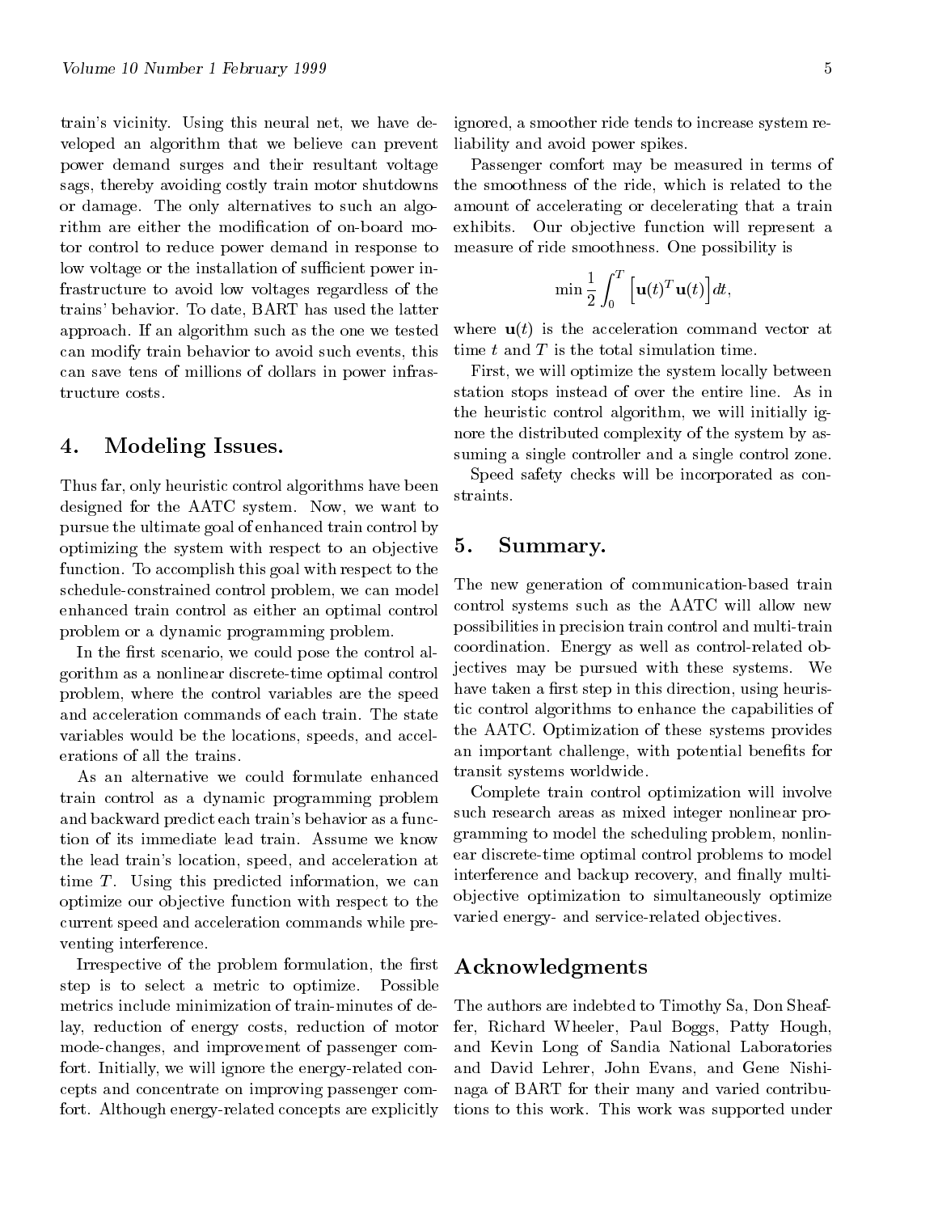train's vicinity. Using this neural net, we have developed an algorithm that we believe can prevent power demand surges and their resultant voltage sags, thereby avoiding costly train motor shutdowns or damage. The only alternatives to such an algorithm are either the modification of on-board motor control to reduce power demand in response to low voltage or the installation of sufficient power infrastructure to avoid low voltages regardless of the trains' behavior. To date, BART has used the latter approach. If an algorithm such as the one we tested can modify train behavior to avoid such events, this can save tens of millions of dollars in power infrastructure costs.

## 4. Modeling Issues.

Thus far, only heuristic control algorithms have been designed for the AATC system. Now, we want to pursue the ultimate goal of enhanced train control by optimizing the system with respect to an objective function. To accomplish this goal with respect to the schedule-constrained control problem, we can model enhanced train control as either an optimal control problem or a dynamic programming problem.

In the first scenario, we could pose the control algorithm as a nonlinear discrete-time optimal control problem, where the control variables are the speed and acceleration commands of each train. The state variables would be the locations, speeds, and accelerations of all the trains.

As an alternative we could formulate enhanced train control as a dynamic programming problem and backward predict each train's behavior as a function of its immediate lead train. Assume we know the lead train's location, speed, and acceleration at time $T$. Using this predicted information, we can optimize our objective function with respect to the current speed and acceleration commands while preventing interference.

Irrespective of the problem formulation, the first step is to select a metric to optimize. Possible metrics include minimization of train-minutes of delay, reduction of energy costs, reduction of motor mode-changes, and improvement of passenger comfort. Initially, we will ignore the energy-related concepts and concentrate on improving passenger comfort. Although energy-related concepts are explicitly ignored, a smoother ride tends to increase system reliability and avoid power spikes.

Passenger comfort may be measured in terms of the smoothness of the ride, which is related to the amount of accelerating or decelerating that a train exhibits. Our objective function will represent a measure of ride smoothness. One possibility is

$$\min \frac{1}{2} \int_0^T \Big[\mathbf{u}(t)^T \mathbf{u}(t)\Big] dt,$$

where $\mathbf{u}(t)$ is the acceleration command vector at time $t$ and $T$ is the total simulation time.

First, we will optimize the system locally between station stops instead of over the entire line. As in the heuristic control algorithm, we will initially ignore the distributed complexity of the system by assuming a single controller and a single control zone.

Speed safety checks will be incorporated as constraints.

## 5. Summary.

The new generation of communication-based train control systems such as the AATC will allow new possibilities in precision train control and multi-train coordination. Energy as well as control-related objectives may be pursued with these systems. We have taken a first step in this direction, using heuristic control algorithms to enhance the capabilities of the AATC. Optimization of these systems provides an important challenge, with potential benefits for transit systems worldwide.

Complete train control optimization will involve such research areas as mixed integer nonlinear programming to model the scheduling problem, nonlinear discrete-time optimal control problems to model interference and backup recovery, and finally multiobjective optimization to simultaneously optimize varied energy- and service-related objectives.

## Acknowledgments

The authors are indebted to Timothy Sa, Don Sheaffer, Richard Wheeler, Paul Boggs, Patty Hough, and Kevin Long of Sandia National Laboratories and David Lehrer, John Evans, and Gene Nishinaga of BART for their many and varied contributions to this work. This work was supported under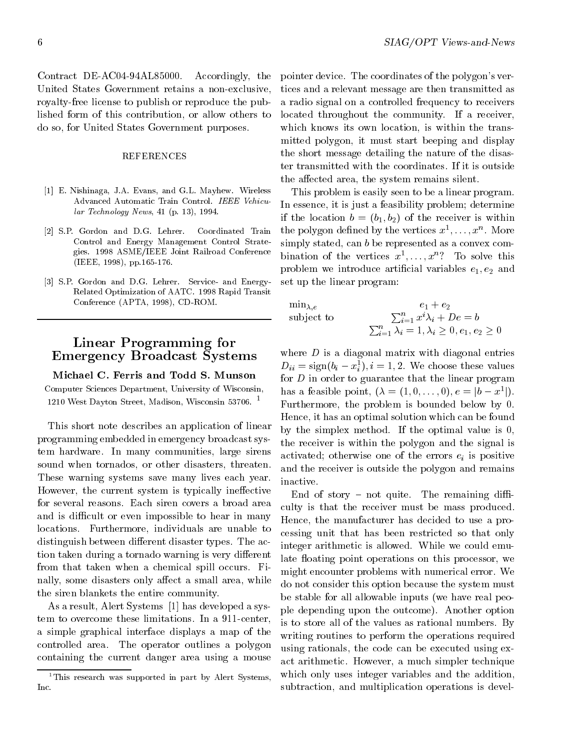Contract DE-AC04-94AL85000. Accordingly, the United States Government retains a non-exclusive, royalty-free license to publish or reproduce the published form of this contribution, or allow others to do so, for United States Government purposes.

## REFERENCES

[1] E. Nishinaga, J.A. Evans, and G.L. Mayhew. Wireless Advanced Automatic Train Control. *IEEE Vehicular Technology News*, 41 (p. 13), 1994.

[2] S.P. Gordon and D.G. Lehrer. Coordinated Train Control and Energy Management Control Strategies. 1998 ASME/IEEE Joint Railroad Conference (IEEE, 1998), pp.165-176.

[3] S.P. Gordon and D.G. Lehrer. Service- and Energy-Related Optimization of AATC. 1998 Rapid Transit Conference (APTA, 1998), CD-ROM.

---

# Linear Programming for Emergency Broadcast Systems

**Michael C. Ferris and Todd S. Munson**

Computer Sciences Department, University of Wisconsin, 1210 West Dayton Street, Madison, Wisconsin 53706. [1]

This short note describes an application of linear programming embedded in emergency broadcast system hardware. In many communities, large sirens sound when tornados, or other disasters, threaten. These warning systems save many lives each year. However, the current system is typically ineffective for several reasons. Each siren covers a broad area and is difficult or even impossible to hear in many locations. Furthermore, individuals are unable to distinguish between different disaster types. The action taken during a tornado warning is very different from that taken when a chemical spill occurs. Finally, some disasters only affect a small area, while the siren blankets the entire community.

As a result, Alert Systems [1] has developed a system to overcome these limitations. In a 911-center, a simple graphical interface displays a map of the controlled area. The operator outlines a polygon containing the current danger area using a mouse pointer device. The coordinates of the polygon's vertices and a relevant message are then transmitted as a radio signal on a controlled frequency to receivers located throughout the community. If a receiver, which knows its own location, is within the transmitted polygon, it must start beeping and display the short message detailing the nature of the disaster transmitted with the coordinates. If it is outside the affected area, the system remains silent.

This problem is easily seen to be a linear program. In essence, it is just a feasibility problem; determine if the location $b = (b_1, b_2)$ of the receiver is within the polygon defined by the vertices $x^1, \ldots, x^n$. More simply stated, can $b$ be represented as a convex combination of the vertices $x^1, \ldots, x^n$? To solve this problem we introduce artificial variables $e_1, e_2$ and set up the linear program:

$$
\begin{array}{ll}
\min_{\lambda,e} & e_1 + e_2 \\
\text{subject to} & \sum_{i=1}^{n} x^i \lambda_i + De = b \\
 & \sum_{i=1}^{n} \lambda_i = 1, \lambda_i \geq 0, e_1, e_2 \geq 0
\end{array}
$$

where $D$ is a diagonal matrix with diagonal entries $D_{ii} = \text{sign}(b_i - x_i^1), i = 1, 2$. We choose these values for $D$ in order to guarantee that the linear program has a feasible point, $(\lambda = (1, 0, \ldots, 0), e = |b - x^1|)$. Furthermore, the problem is bounded below by 0. Hence, it has an optimal solution which can be found by the simplex method. If the optimal value is 0, the receiver is within the polygon and the signal is activated; otherwise one of the errors $e_i$ is positive and the receiver is outside the polygon and remains inactive.

End of story – not quite. The remaining difficulty is that the receiver must be mass produced. Hence, the manufacturer has decided to use a processing unit that has been restricted so that only integer arithmetic is allowed. While we could emulate floating point operations on this processor, we might encounter problems with numerical error. We do not consider this option because the system must be stable for all allowable inputs (we have real people depending upon the outcome). Another option is to store all of the values as rational numbers. By writing routines to perform the operations required using rationals, the code can be executed using exact arithmetic. However, a much simpler technique which only uses integer variables and the addition, subtraction, and multiplication operations is devel-

[1] This research was supported in part by Alert Systems, Inc.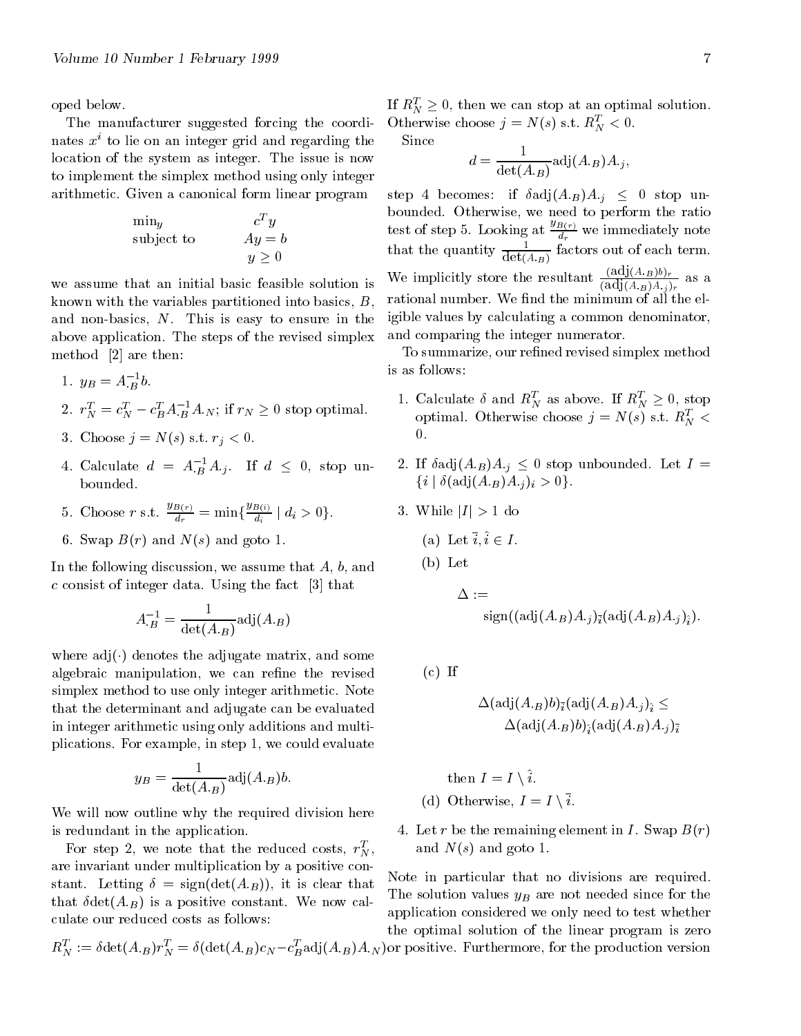oped below.

The manufacturer suggested forcing the coordinates $x^i$ to lie on an integer grid and regarding the location of the system as integer. The issue is now to implement the simplex method using only integer arithmetic. Given a canonical form linear program

$$\begin{array}{ll} \min_y & c^T y \\ \text{subject to} & Ay = b \\ & y \geq 0 \end{array}$$

we assume that an initial basic feasible solution is known with the variables partitioned into basics, $B$, and non-basics, $N$. This is easy to ensure in the above application. The steps of the revised simplex method [2] are then:

1. $y_B = A_{\cdot B}^{-1} b$.
2. $r_N^T = c_N^T - c_B^T A_{\cdot B}^{-1} A_{\cdot N}$; if $r_N \geq 0$ stop optimal.
3. Choose $j = N(s)$ s.t. $r_j < 0$.
4. Calculate $d = A_{\cdot B}^{-1} A_{\cdot j}$. If $d \leq 0$, stop unbounded.
5. Choose $r$ s.t. $\frac{y_{B(r)}}{d_r} = \min\{\frac{y_{B(i)}}{d_i} \mid d_i > 0\}$.
6. Swap $B(r)$ and $N(s)$ and goto 1.

In the following discussion, we assume that $A$, $b$, and $c$ consist of integer data. Using the fact [3] that

$$A_{\cdot B}^{-1} = \frac{1}{\det(A_{\cdot B})} \text{adj}(A_{\cdot B})$$

where $\text{adj}(\cdot)$ denotes the adjugate matrix, and some algebraic manipulation, we can refine the revised simplex method to use only integer arithmetic. Note that the determinant and adjugate can be evaluated in integer arithmetic using only additions and multiplications. For example, in step 1, we could evaluate

$$y_B = \frac{1}{\det(A_{\cdot B})} \text{adj}(A_{\cdot B}) b.$$

We will now outline why the required division here is redundant in the application.

For step 2, we note that the reduced costs, $r_N^T$, are invariant under multiplication by a positive constant. Letting $\delta = \text{sign}(\det(A_{\cdot B}))$, it is clear that that $\delta \det(A_{\cdot B})$ is a positive constant. We now calculate our reduced costs as follows:

$$R_N^T := \delta \det(A_{\cdot B}) r_N^T = \delta(\det(A_{\cdot B}) c_N - c_B^T \text{adj}(A_{\cdot B}) A_{\cdot N})$$

If $R_N^T \geq 0$, then we can stop at an optimal solution. Otherwise choose $j = N(s)$ s.t. $R_N^T < 0$.

Since

$$d = \frac{1}{\det(A_{\cdot B})} \text{adj}(A_{\cdot B}) A_{\cdot j},$$

step 4 becomes: if $\delta \text{adj}(A_{\cdot B}) A_{\cdot j} \leq 0$ stop unbounded. Otherwise, we need to perform the ratio test of step 5. Looking at $\frac{y_{B(r)}}{d_r}$ we immediately note that the quantity $\frac{1}{\det(A_{\cdot B})}$ factors out of each term. We implicitly store the resultant $\frac{(\text{adj}(A_{\cdot B})b)_r}{(\text{adj}(A_{\cdot B})A_{\cdot j})_r}$ as a rational number. We find the minimum of all the eligible values by calculating a common denominator, and comparing the integer numerator.

To summarize, our refined revised simplex method is as follows:

1. Calculate $\delta$ and $R_N^T$ as above. If $R_N^T \geq 0$, stop optimal. Otherwise choose $j = N(s)$ s.t. $R_N^T < 0$.
2. If $\delta \text{adj}(A_{\cdot B}) A_{\cdot j} \leq 0$ stop unbounded. Let $I = \{i \mid \delta(\text{adj}(A_{\cdot B})A_{\cdot j})_i > 0\}$.
3. While $|I| > 1$ do
   (a) Let $\bar{i}, \hat{i} \in I$.
   (b) Let
   $$\Delta := \text{sign}((\text{adj}(A_{\cdot B})A_{\cdot j})_{\bar{i}} (\text{adj}(A_{\cdot B})A_{\cdot j})_{\hat{i}}).$$
   (c) If
   $$\Delta(\text{adj}(A_{\cdot B})b)_{\bar{i}} (\text{adj}(A_{\cdot B})A_{\cdot j})_{\hat{i}} \leq \Delta(\text{adj}(A_{\cdot B})b)_{\hat{i}} (\text{adj}(A_{\cdot B})A_{\cdot j})_{\bar{i}}$$
   then $I = I \setminus \hat{i}$.
   (d) Otherwise, $I = I \setminus \bar{i}$.
4. Let $r$ be the remaining element in $I$. Swap $B(r)$ and $N(s)$ and goto 1.

Note in particular that no divisions are required. The solution values $y_B$ are not needed since for the application considered we only need to test whether the optimal solution of the linear program is zero or positive. Furthermore, for the production version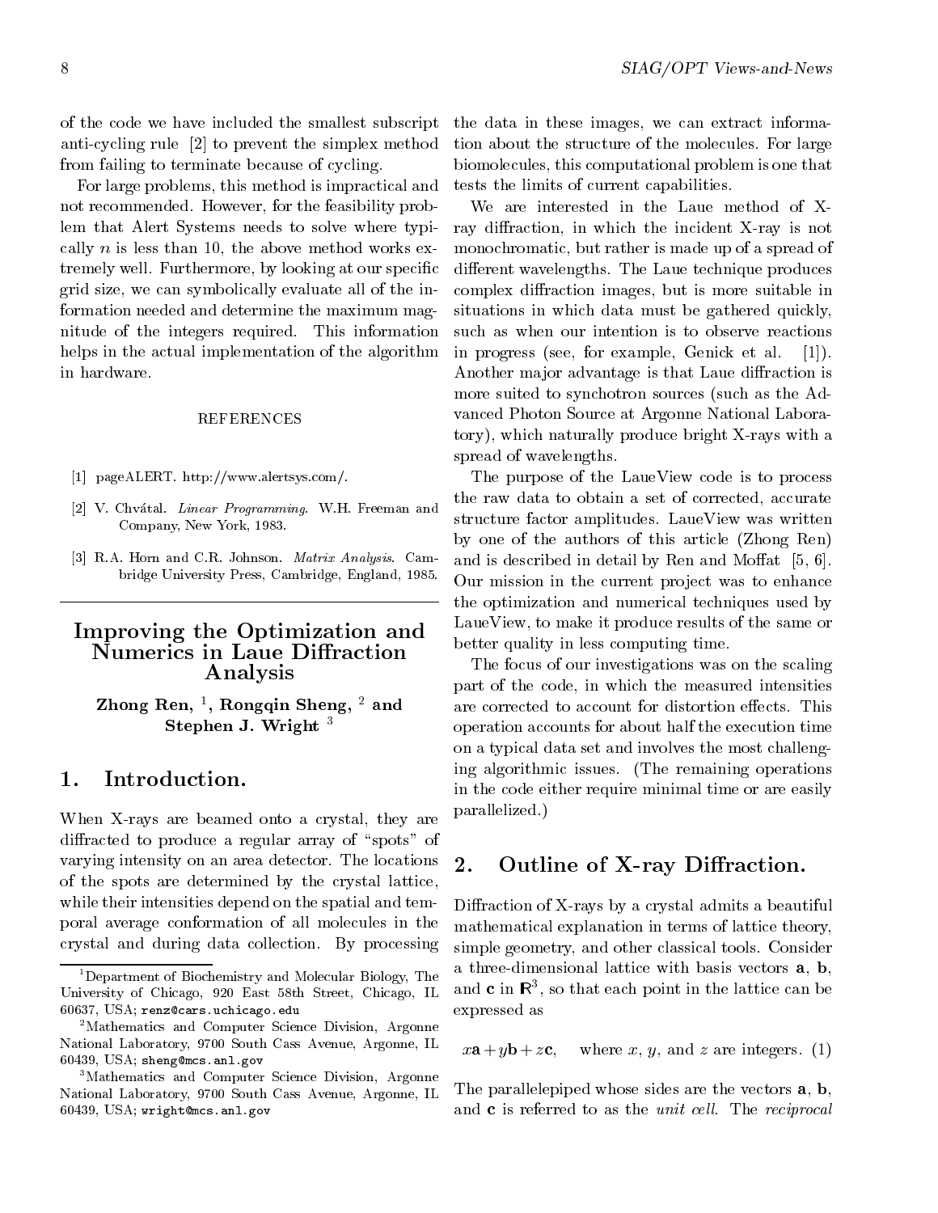of the code we have included the smallest subscript anti-cycling rule [2] to prevent the simplex method from failing to terminate because of cycling.

For large problems, this method is impractical and not recommended. However, for the feasibility problem that Alert Systems needs to solve where typically $n$ is less than 10, the above method works extremely well. Furthermore, by looking at our specific grid size, we can symbolically evaluate all of the information needed and determine the maximum magnitude of the integers required. This information helps in the actual implementation of the algorithm in hardware.

### REFERENCES

[1] pageALERT. http://www.alertsys.com/.

[2] V. Chvátal. *Linear Programming*. W.H. Freeman and Company, New York, 1983.

[3] R.A. Horn and C.R. Johnson. *Matrix Analysis*. Cambridge University Press, Cambridge, England, 1985.

---

# Improving the Optimization and Numerics in Laue Diffraction Analysis

**Zhong Ren, [1], Rongqin Sheng, [2] and Stephen J. Wright [3]**

## 1. Introduction.

When X-rays are beamed onto a crystal, they are diffracted to produce a regular array of "spots" of varying intensity on an area detector. The locations of the spots are determined by the crystal lattice, while their intensities depend on the spatial and temporal average conformation of all molecules in the crystal and during data collection. By processing the data in these images, we can extract information about the structure of the molecules. For large biomolecules, this computational problem is one that tests the limits of current capabilities.

We are interested in the Laue method of X-ray diffraction, in which the incident X-ray is not monochromatic, but rather is made up of a spread of different wavelengths. The Laue technique produces complex diffraction images, but is more suitable in situations in which data must be gathered quickly, such as when our intention is to observe reactions in progress (see, for example, Genick et al. [1]). Another major advantage is that Laue diffraction is more suited to synchotron sources (such as the Advanced Photon Source at Argonne National Laboratory), which naturally produce bright X-rays with a spread of wavelengths.

The purpose of the LaueView code is to process the raw data to obtain a set of corrected, accurate structure factor amplitudes. LaueView was written by one of the authors of this article (Zhong Ren) and is described in detail by Ren and Moffat [5, 6]. Our mission in the current project was to enhance the optimization and numerical techniques used by LaueView, to make it produce results of the same or better quality in less computing time.

The focus of our investigations was on the scaling part of the code, in which the measured intensities are corrected to account for distortion effects. This operation accounts for about half the execution time on a typical data set and involves the most challenging algorithmic issues. (The remaining operations in the code either require minimal time or are easily parallelized.)

## 2. Outline of X-ray Diffraction.

Diffraction of X-rays by a crystal admits a beautiful mathematical explanation in terms of lattice theory, simple geometry, and other classical tools. Consider a three-dimensional lattice with basis vectors $\mathbf{a}$, $\mathbf{b}$, and $\mathbf{c}$ in $\mathbb{R}^3$, so that each point in the lattice can be expressed as

$$x\mathbf{a} + y\mathbf{b} + z\mathbf{c}, \quad \text{where } x, y, \text{ and } z \text{ are integers.} \quad (1)$$

The parallelepiped whose sides are the vectors $\mathbf{a}$, $\mathbf{b}$, and $\mathbf{c}$ is referred to as the *unit cell*. The *reciprocal*

---

[1] Department of Biochemistry and Molecular Biology, The University of Chicago, 920 East 58th Street, Chicago, IL 60637, USA; renz@cars.uchicago.edu

[2] Mathematics and Computer Science Division, Argonne National Laboratory, 9700 South Cass Avenue, Argonne, IL 60439, USA; sheng@mcs.anl.gov

[3] Mathematics and Computer Science Division, Argonne National Laboratory, 9700 South Cass Avenue, Argonne, IL 60439, USA; wright@mcs.anl.gov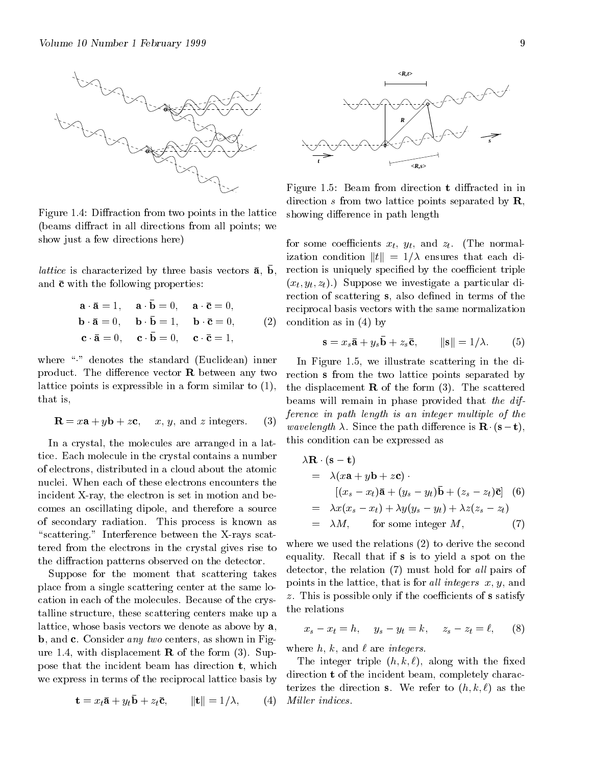Figure 1.4: Diffraction from two points in the lattice (beams diffract in all directions from all points; we show just a few directions here)

*lattice* is characterized by three basis vectors $\bar{\mathbf{a}}$, $\bar{\mathbf{b}}$, and $\bar{\mathbf{c}}$ with the following properties:

$$\begin{array}{lll} \mathbf{a}\cdot\bar{\mathbf{a}} = 1, & \mathbf{a}\cdot\bar{\mathbf{b}} = 0, & \mathbf{a}\cdot\bar{\mathbf{c}} = 0, \\ \mathbf{b}\cdot\bar{\mathbf{a}} = 0, & \mathbf{b}\cdot\bar{\mathbf{b}} = 1, & \mathbf{b}\cdot\bar{\mathbf{c}} = 0, \\ \mathbf{c}\cdot\bar{\mathbf{a}} = 0, & \mathbf{c}\cdot\bar{\mathbf{b}} = 0, & \mathbf{c}\cdot\bar{\mathbf{c}} = 1, \end{array} \tag{2}$$

where "$\cdot$" denotes the standard (Euclidean) inner product. The difference vector $\mathbf{R}$ between any two lattice points is expressible in a form similar to (1), that is,

$$\mathbf{R} = x\mathbf{a} + y\mathbf{b} + z\mathbf{c}, \quad x,\ y, \text{ and } z \text{ integers.} \tag{3}$$

In a crystal, the molecules are arranged in a lattice. Each molecule in the crystal contains a number of electrons, distributed in a cloud about the atomic nuclei. When each of these electrons encounters the incident X-ray, the electron is set in motion and becomes an oscillating dipole, and therefore a source of secondary radiation. This process is known as "scattering." Interference between the X-rays scattered from the electrons in the crystal gives rise to the diffraction patterns observed on the detector.

Suppose for the moment that scattering takes place from a single scattering center at the same location in each of the molecules. Because of the crystalline structure, these scattering centers make up a lattice, whose basis vectors we denote as above by $\mathbf{a}$, $\mathbf{b}$, and $\mathbf{c}$. Consider *any two* centers, as shown in Figure 1.4, with displacement $\mathbf{R}$ of the form (3). Suppose that the incident beam has direction $\mathbf{t}$, which we express in terms of the reciprocal lattice basis by

$$\mathbf{t} = x_t\bar{\mathbf{a}} + y_t\bar{\mathbf{b}} + z_t\bar{\mathbf{c}}, \qquad \|\mathbf{t}\| = 1/\lambda, \tag{4}$$

Figure 1.5: Beam from direction $\mathbf{t}$ diffracted in in direction $s$ from two lattice points separated by $\mathbf{R}$, showing difference in path length

for some coefficients $x_t$, $y_t$, and $z_t$. (The normalization condition $\|t\| = 1/\lambda$ ensures that each direction is uniquely specified by the coefficient triple $(x_t, y_t, z_t)$.) Suppose we investigate a particular direction of scattering $\mathbf{s}$, also defined in terms of the reciprocal basis vectors with the same normalization condition as in (4) by

$$\mathbf{s} = x_s\bar{\mathbf{a}} + y_s\bar{\mathbf{b}} + z_s\bar{\mathbf{c}}, \qquad \|\mathbf{s}\| = 1/\lambda. \tag{5}$$

In Figure 1.5, we illustrate scattering in the direction $\mathbf{s}$ from the two lattice points separated by the displacement $\mathbf{R}$ of the form (3). The scattered beams will remain in phase provided that *the difference in path length is an integer multiple of the wavelength* $\lambda$. Since the path difference is $\mathbf{R}\cdot(\mathbf{s}-\mathbf{t})$, this condition can be expressed as

$$\begin{aligned} \lambda\mathbf{R}\cdot(\mathbf{s}-\mathbf{t}) &= \lambda(x\mathbf{a} + y\mathbf{b} + z\mathbf{c})\cdot \\ &\qquad [(x_s - x_t)\bar{\mathbf{a}} + (y_s - y_t)\bar{\mathbf{b}} + (z_s - z_t)\bar{\mathbf{c}}] \quad (6) \\ &= \lambda x(x_s - x_t) + \lambda y(y_s - y_t) + \lambda z(z_s - z_t) \\ &= \lambda M, \qquad \text{for some integer } M, \quad (7) \end{aligned}$$

where we used the relations (2) to derive the second equality. Recall that if $\mathbf{s}$ is to yield a spot on the detector, the relation (7) must hold for *all* pairs of points in the lattice, that is for *all integers* $x$, $y$, and $z$. This is possible only if the coefficients of $\mathbf{s}$ satisfy the relations

$$x_s - x_t = h, \quad y_s - y_t = k, \quad z_s - z_t = \ell, \tag{8}$$

where $h$, $k$, and $\ell$ are *integers*.

The integer triple $(h, k, \ell)$, along with the fixed direction $\mathbf{t}$ of the incident beam, completely characterizes the direction $\mathbf{s}$. We refer to $(h, k, \ell)$ as the *Miller indices*.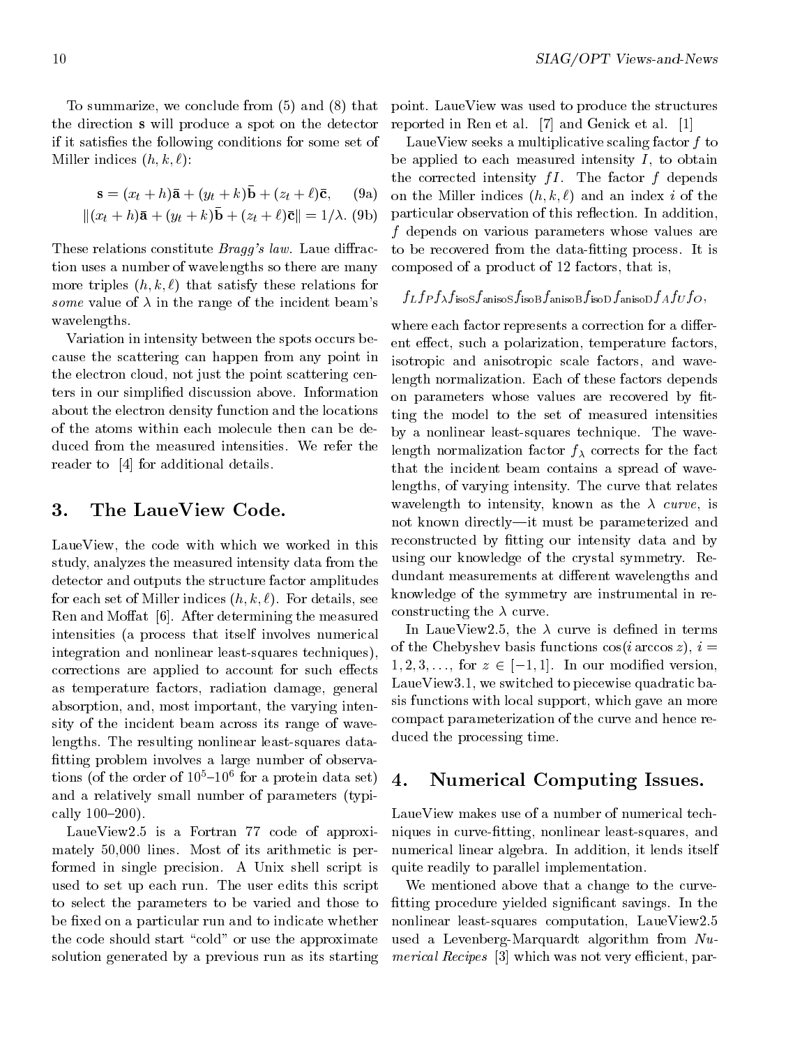To summarize, we conclude from (5) and (8) that the direction $\mathbf{s}$ will produce a spot on the detector if it satisfies the following conditions for some set of Miller indices $(h, k, \ell)$:

$$\mathbf{s} = (x_t + h)\bar{\mathbf{a}} + (y_t + k)\bar{\mathbf{b}} + (z_t + \ell)\bar{\mathbf{c}}, \quad \text{(9a)}$$

$$\|(x_t + h)\bar{\mathbf{a}} + (y_t + k)\bar{\mathbf{b}} + (z_t + \ell)\bar{\mathbf{c}}\| = 1/\lambda. \quad \text{(9b)}$$

These relations constitute *Bragg's law*. Laue diffraction uses a number of wavelengths so there are many more triples $(h, k, \ell)$ that satisfy these relations for *some* value of $\lambda$ in the range of the incident beam's wavelengths.

Variation in intensity between the spots occurs because the scattering can happen from any point in the electron cloud, not just the point scattering centers in our simplified discussion above. Information about the electron density function and the locations of the atoms within each molecule then can be deduced from the measured intensities. We refer the reader to [4] for additional details.

## 3. The LaueView Code.

LaueView, the code with which we worked in this study, analyzes the measured intensity data from the detector and outputs the structure factor amplitudes for each set of Miller indices $(h, k, \ell)$. For details, see Ren and Moffat [6]. After determining the measured intensities (a process that itself involves numerical integration and nonlinear least-squares techniques), corrections are applied to account for such effects as temperature factors, radiation damage, general absorption, and, most important, the varying intensity of the incident beam across its range of wavelengths. The resulting nonlinear least-squares data-fitting problem involves a large number of observations (of the order of $10^5$–$10^6$ for a protein data set) and a relatively small number of parameters (typically 100–200).

LaueView2.5 is a Fortran 77 code of approximately 50,000 lines. Most of its arithmetic is performed in single precision. A Unix shell script is used to set up each run. The user edits this script to select the parameters to be varied and those to be fixed on a particular run and to indicate whether the code should start "cold" or use the approximate solution generated by a previous run as its starting point. LaueView was used to produce the structures reported in Ren et al. [7] and Genick et al. [1]

LaueView seeks a multiplicative scaling factor $f$ to be applied to each measured intensity $I$, to obtain the corrected intensity $fI$. The factor $f$ depends on the Miller indices $(h, k, \ell)$ and an index $i$ of the particular observation of this reflection. In addition, $f$ depends on various parameters whose values are to be recovered from the data-fitting process. It is composed of a product of 12 factors, that is,

$$f_L f_P f_\lambda f_{\text{isoS}} f_{\text{anisoS}} f_{\text{isoB}} f_{\text{anisoB}} f_{\text{isoD}} f_{\text{anisoD}} f_A f_U f_O,$$

where each factor represents a correction for a different effect, such a polarization, temperature factors, isotropic and anisotropic scale factors, and wavelength normalization. Each of these factors depends on parameters whose values are recovered by fitting the model to the set of measured intensities by a nonlinear least-squares technique. The wavelength normalization factor $f_\lambda$ corrects for the fact that the incident beam contains a spread of wavelengths, of varying intensity. The curve that relates wavelength to intensity, known as the $\lambda$ *curve*, is not known directly—it must be parameterized and reconstructed by fitting our intensity data and by using our knowledge of the crystal symmetry. Redundant measurements at different wavelengths and knowledge of the symmetry are instrumental in reconstructing the $\lambda$ curve.

In LaueView2.5, the $\lambda$ curve is defined in terms of the Chebyshev basis functions $\cos(i \arccos z)$, $i = 1, 2, 3, \ldots$, for $z \in [-1, 1]$. In our modified version, LaueView3.1, we switched to piecewise quadratic basis functions with local support, which gave an more compact parameterization of the curve and hence reduced the processing time.

## 4. Numerical Computing Issues.

LaueView makes use of a number of numerical techniques in curve-fitting, nonlinear least-squares, and numerical linear algebra. In addition, it lends itself quite readily to parallel implementation.

We mentioned above that a change to the curve-fitting procedure yielded significant savings. In the nonlinear least-squares computation, LaueView2.5 used a Levenberg-Marquardt algorithm from *Numerical Recipes* [3] which was not very efficient, par-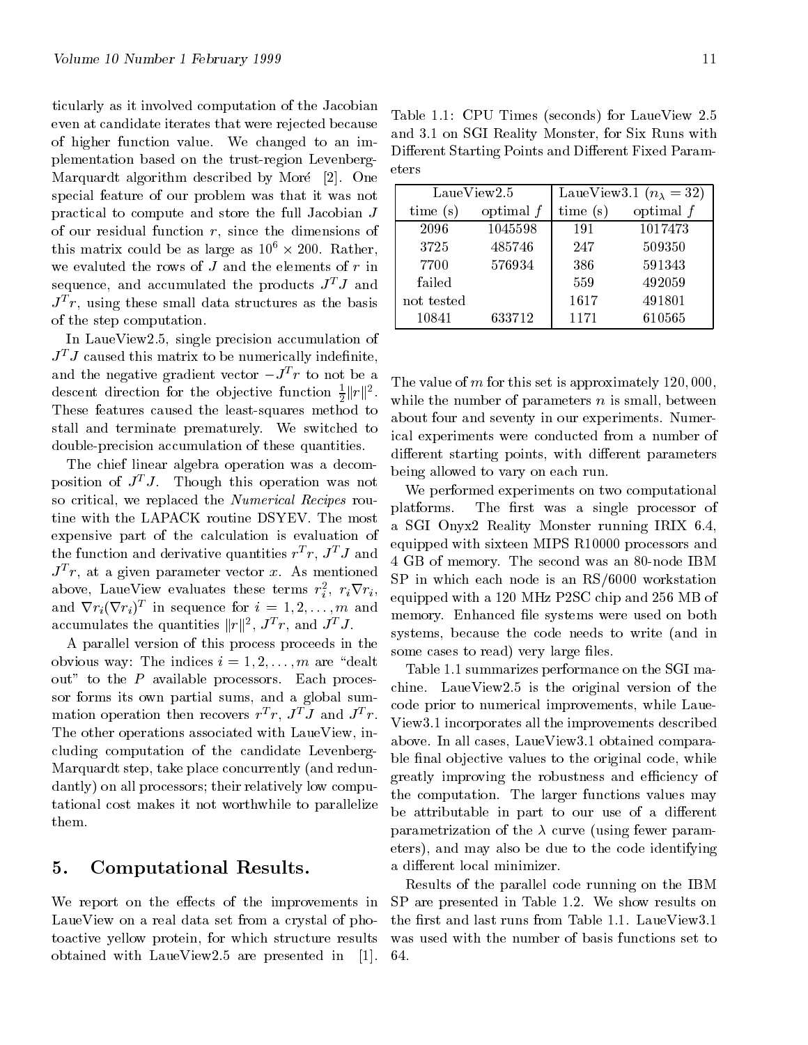ticularly as it involved computation of the Jacobian even at candidate iterates that were rejected because of higher function value. We changed to an implementation based on the trust-region Levenberg-Marquardt algorithm described by Moré [2]. One special feature of our problem was that it was not practical to compute and store the full Jacobian $J$ of our residual function $r$, since the dimensions of this matrix could be as large as $10^6 \times 200$. Rather, we evaluted the rows of $J$ and the elements of $r$ in sequence, and accumulated the products $J^T J$ and $J^T r$, using these small data structures as the basis of the step computation.

In LaueView2.5, single precision accumulation of $J^T J$ caused this matrix to be numerically indefinite, and the negative gradient vector $-J^T r$ to not be a descent direction for the objective function $\frac{1}{2}\|r\|^2$. These features caused the least-squares method to stall and terminate prematurely. We switched to double-precision accumulation of these quantities.

The chief linear algebra operation was a decomposition of $J^T J$. Though this operation was not so critical, we replaced the *Numerical Recipes* routine with the LAPACK routine DSYEV. The most expensive part of the calculation is evaluation of the function and derivative quantities $r^T r$, $J^T J$ and $J^T r$, at a given parameter vector $x$. As mentioned above, LaueView evaluates these terms $r_i^2$, $r_i \nabla r_i$, and $\nabla r_i (\nabla r_i)^T$ in sequence for $i = 1, 2, \ldots, m$ and accumulates the quantities $\|r\|^2$, $J^T r$, and $J^T J$.

A parallel version of this process proceeds in the obvious way: The indices $i = 1, 2, \ldots, m$ are "dealt out" to the $P$ available processors. Each processor forms its own partial sums, and a global summation operation then recovers $r^T r$, $J^T J$ and $J^T r$. The other operations associated with LaueView, including computation of the candidate Levenberg-Marquardt step, take place concurrently (and redundantly) on all processors; their relatively low computational cost makes it not worthwhile to parallelize them.

## 5. Computational Results.

We report on the effects of the improvements in LaueView on a real data set from a crystal of photoactive yellow protein, for which structure results obtained with LaueView2.5 are presented in [1]. The value of $m$ for this set is approximately 120,000, while the number of parameters $n$ is small, between about four and seventy in our experiments. Numerical experiments were conducted from a number of different starting points, with different parameters being allowed to vary on each run.

We performed experiments on two computational platforms. The first was a single processor of a SGI Onyx2 Reality Monster running IRIX 6.4, equipped with sixteen MIPS R10000 processors and 4 GB of memory. The second was an 80-node IBM SP in which each node is an RS/6000 workstation equipped with a 120 MHz P2SC chip and 256 MB of memory. Enhanced file systems were used on both systems, because the code needs to write (and in some cases to read) very large files.

Table 1.1: CPU Times (seconds) for LaueView 2.5 and 3.1 on SGI Reality Monster, for Six Runs with Different Starting Points and Different Fixed Parameters

| LaueView2.5 | | LaueView3.1 ($n_\lambda = 32$) | |
|---|---|---|---|
| time (s) | optimal $f$ | time (s) | optimal $f$ |
| 2096 | 1045598 | 191 | 1017473 |
| 3725 | 485746 | 247 | 509350 |
| 7700 | 576934 | 386 | 591343 |
| failed | | 559 | 492059 |
| not tested | | 1617 | 491801 |
| 10841 | 633712 | 1171 | 610565 |

Table 1.1 summarizes performance on the SGI machine. LaueView2.5 is the original version of the code prior to numerical improvements, while LaueView3.1 incorporates all the improvements described above. In all cases, LaueView3.1 obtained comparable final objective values to the original code, while greatly improving the robustness and efficiency of the computation. The larger functions values may be attributable in part to our use of a different parametrization of the $\lambda$ curve (using fewer parameters), and may also be due to the code identifying a different local minimizer.

Results of the parallel code running on the IBM SP are presented in Table 1.2. We show results on the first and last runs from Table 1.1. LaueView3.1 was used with the number of basis functions set to 64.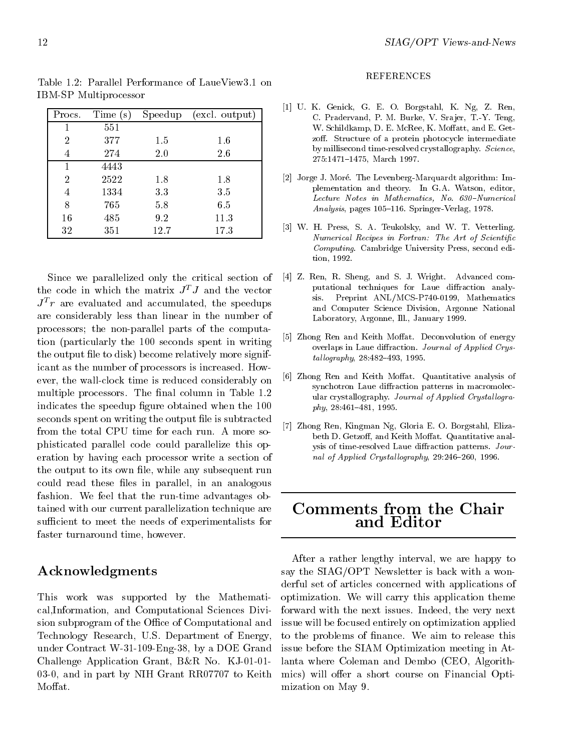Table 1.2: Parallel Performance of LaueView3.1 on IBM-SP Multiprocessor

| Procs. | Time (s) | Speedup | (excl. output) |
|---|---|---|---|
| 1 | 551 | | |
| 2 | 377 | 1.5 | 1.6 |
| 4 | 274 | 2.0 | 2.6 |
| 1 | 4443 | | |
| 2 | 2522 | 1.8 | 1.8 |
| 4 | 1334 | 3.3 | 3.5 |
| 8 | 765 | 5.8 | 6.5 |
| 16 | 485 | 9.2 | 11.3 |
| 32 | 351 | 12.7 | 17.3 |

Since we parallelized only the critical section of the code in which the matrix $J^T J$ and the vector $J^T r$ are evaluated and accumulated, the speedups are considerably less than linear in the number of processors; the non-parallel parts of the computation (particularly the 100 seconds spent in writing the output file to disk) become relatively more significant as the number of processors is increased. However, the wall-clock time is reduced considerably on multiple processors. The final column in Table 1.2 indicates the speedup figure obtained when the 100 seconds spent on writing the output file is subtracted from the total CPU time for each run. A more sophisticated parallel code could parallelize this operation by having each processor write a section of the output to its own file, while any subsequent run could read these files in parallel, in an analogous fashion. We feel that the run-time advantages obtained with our current parallelization technique are sufficient to meet the needs of experimentalists for faster turnaround time, however.

## Acknowledgments

This work was supported by the Mathematical,Information, and Computational Sciences Division subprogram of the Office of Computational and Technology Research, U.S. Department of Energy, under Contract W-31-109-Eng-38, by a DOE Grand Challenge Application Grant, B&R No. KJ-01-01-03-0, and in part by NIH Grant RR07707 to Keith Moffat.

### REFERENCES

[1] U. K. Genick, G. E. O. Borgstahl, K. Ng, Z. Ren, C. Pradervand, P. M. Burke, V. Srajer, T.-Y. Teng, W. Schildkamp, D. E. McRee, K. Moffatt, and E. Getzoff. Structure of a protein photocycle intermediate by millisecond time-resolved crystallography. *Science*, 275:1471–1475, March 1997.

[2] Jorge J. Moré. The Levenberg-Marquardt algorithm: Implementation and theory. In G.A. Watson, editor, *Lecture Notes in Mathematics, No. 630–Numerical Analysis*, pages 105–116. Springer-Verlag, 1978.

[3] W. H. Press, S. A. Teukolsky, and W. T. Vetterling. *Numerical Recipes in Fortran: The Art of Scientific Computing*. Cambridge University Press, second edition, 1992.

[4] Z. Ren, R. Sheng, and S. J. Wright. Advanced computational techniques for Laue diffraction analysis. Preprint ANL/MCS-P740-0199, Mathematics and Computer Science Division, Argonne National Laboratory, Argonne, Ill., January 1999.

[5] Zhong Ren and Keith Moffat. Deconvolution of energy overlaps in Laue diffraction. *Journal of Applied Crystallography*, 28:482–493, 1995.

[6] Zhong Ren and Keith Moffat. Quantitative analysis of synchotron Laue diffraction patterns in macromolecular crystallography. *Journal of Applied Crystallography*, 28:461–481, 1995.

[7] Zhong Ren, Kingman Ng, Gloria E. O. Borgstahl, Elizabeth D. Getzoff, and Keith Moffat. Quantitative analysis of time-resolved Laue diffraction patterns. *Journal of Applied Crystallography*, 29:246–260, 1996.

# Comments from the Chair and Editor

After a rather lengthy interval, we are happy to say the SIAG/OPT Newsletter is back with a wonderful set of articles concerned with applications of optimization. We will carry this application theme forward with the next issues. Indeed, the very next issue will be focused entirely on optimization applied to the problems of finance. We aim to release this issue before the SIAM Optimization meeting in Atlanta where Coleman and Dembo (CEO, Algorithmics) will offer a short course on Financial Optimization on May 9.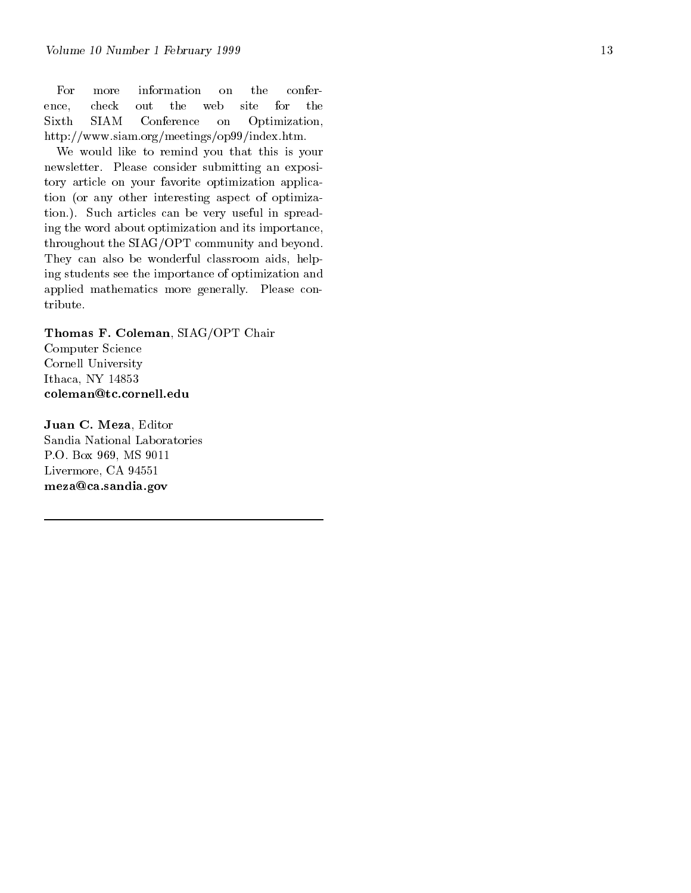For more information on the conference, check out the web site for the Sixth SIAM Conference on Optimization, http://www.siam.org/meetings/op99/index.htm.

We would like to remind you that this is your newsletter. Please consider submitting an expository article on your favorite optimization application (or any other interesting aspect of optimization.). Such articles can be very useful in spreading the word about optimization and its importance, throughout the SIAG/OPT community and beyond. They can also be wonderful classroom aids, helping students see the importance of optimization and applied mathematics more generally. Please contribute.

**Thomas F. Coleman**, SIAG/OPT Chair
Computer Science
Cornell University
Ithaca, NY 14853
**coleman@tc.cornell.edu**

**Juan C. Meza**, Editor
Sandia National Laboratories
P.O. Box 969, MS 9011
Livermore, CA 94551
**meza@ca.sandia.gov**